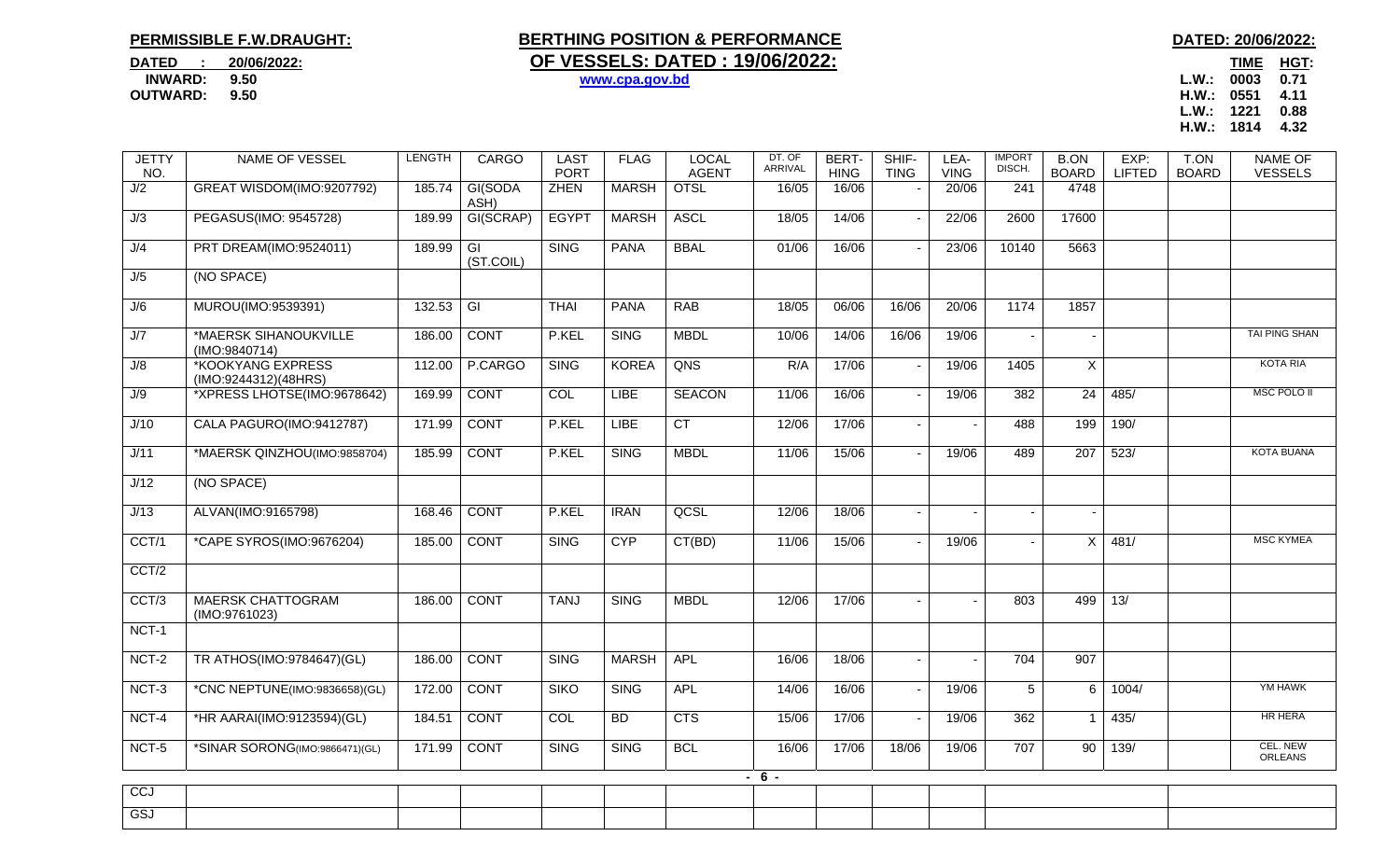**PERMISSIBLE F.W.DRAUGHT:**

**DATED : 20/06/2022:**
**INWARD: 9.50**
**OUTWARD: 9.50**

# BERTHING POSITION & PERFORMANCE OF VESSELS: DATED : 19/06/2022:

**www.cpa.gov.bd**

**DATED: 20/06/2022:**

| | TIME | HGT: |
|---|---|---|
| L.W.: | 0003 | 0.71 |
| H.W.: | 0551 | 4.11 |
| L.W.: | 1221 | 0.88 |
| H.W.: | 1814 | 4.32 |

| JETTY NO. | NAME OF VESSEL | LENGTH | CARGO | LAST PORT | FLAG | LOCAL AGENT | DT. OF ARRIVAL | BERT-HING | SHIF-TING | LEA-VING | IMPORT DISCH. | B.ON BOARD | EXP: LIFTED | T.ON BOARD | NAME OF VESSELS |
|---|---|---|---|---|---|---|---|---|---|---|---|---|---|---|---|
| J/2 | GREAT WISDOM(IMO:9207792) | 185.74 | GI(SODA ASH) | ZHEN | MARSH | OTSL | 16/05 | 16/06 | - | 20/06 | 241 | 4748 | | | |
| J/3 | PEGASUS(IMO: 9545728) | 189.99 | GI(SCRAP) | EGYPT | MARSH | ASCL | 18/05 | 14/06 | - | 22/06 | 2600 | 17600 | | | |
| J/4 | PRT DREAM(IMO:9524011) | 189.99 | GI (ST.COIL) | SING | PANA | BBAL | 01/06 | 16/06 | - | 23/06 | 10140 | 5663 | | | |
| J/5 | (NO SPACE) | | | | | | | | | | | | | | |
| J/6 | MUROU(IMO:9539391) | 132.53 | GI | THAI | PANA | RAB | 18/05 | 06/06 | 16/06 | 20/06 | 1174 | 1857 | | | |
| J/7 | *MAERSK SIHANOUKVILLE (IMO:9840714) | 186.00 | CONT | P.KEL | SING | MBDL | 10/06 | 14/06 | 16/06 | 19/06 | - | - | | | TAI PING SHAN |
| J/8 | *KOOKYANG EXPRESS (IMO:9244312)(48HRS) | 112.00 | P.CARGO | SING | KOREA | QNS | R/A | 17/06 | - | 19/06 | 1405 | X | | | KOTA RIA |
| J/9 | *XPRESS LHOTSE(IMO:9678642) | 169.99 | CONT | COL | LIBE | SEACON | 11/06 | 16/06 | - | 19/06 | 382 | 24 | 485/ | | MSC POLO II |
| J/10 | CALA PAGURO(IMO:9412787) | 171.99 | CONT | P.KEL | LIBE | CT | 12/06 | 17/06 | - | - | 488 | 199 | 190/ | | |
| J/11 | *MAERSK QINZHOU(IMO:9858704) | 185.99 | CONT | P.KEL | SING | MBDL | 11/06 | 15/06 | - | 19/06 | 489 | 207 | 523/ | | KOTA BUANA |
| J/12 | (NO SPACE) | | | | | | | | | | | | | | |
| J/13 | ALVAN(IMO:9165798) | 168.46 | CONT | P.KEL | IRAN | QCSL | 12/06 | 18/06 | - | - | - | - | | | |
| CCT/1 | *CAPE SYROS(IMO:9676204) | 185.00 | CONT | SING | CYP | CT(BD) | 11/06 | 15/06 | - | 19/06 | - | X | 481/ | | MSC KYMEA |
| CCT/2 | | | | | | | | | | | | | | | |
| CCT/3 | MAERSK CHATTOGRAM (IMO:9761023) | 186.00 | CONT | TANJ | SING | MBDL | 12/06 | 17/06 | - | - | 803 | 499 | 13/ | | |
| NCT-1 | | | | | | | | | | | | | | | |
| NCT-2 | TR ATHOS(IMO:9784647)(GL) | 186.00 | CONT | SING | MARSH | APL | 16/06 | 18/06 | - | - | 704 | 907 | | | |
| NCT-3 | *CNC NEPTUNE(IMO:9836658)(GL) | 172.00 | CONT | SIKO | SING | APL | 14/06 | 16/06 | - | 19/06 | 5 | 6 | 1004/ | | YM HAWK |
| NCT-4 | *HR AARAI(IMO:9123594)(GL) | 184.51 | CONT | COL | BD | CTS | 15/06 | 17/06 | - | 19/06 | 362 | 1 | 435/ | | HR HERA |
| NCT-5 | *SINAR SORONG(IMO:9866471)(GL) | 171.99 | CONT | SING | SING | BCL | 16/06 | 17/06 | 18/06 | 19/06 | 707 | 90 | 139/ | | CEL. NEW ORLEANS |
| CCJ | | | | | | | | | | | | | | | |
| GSJ | | | | | | | | | | | | | | | |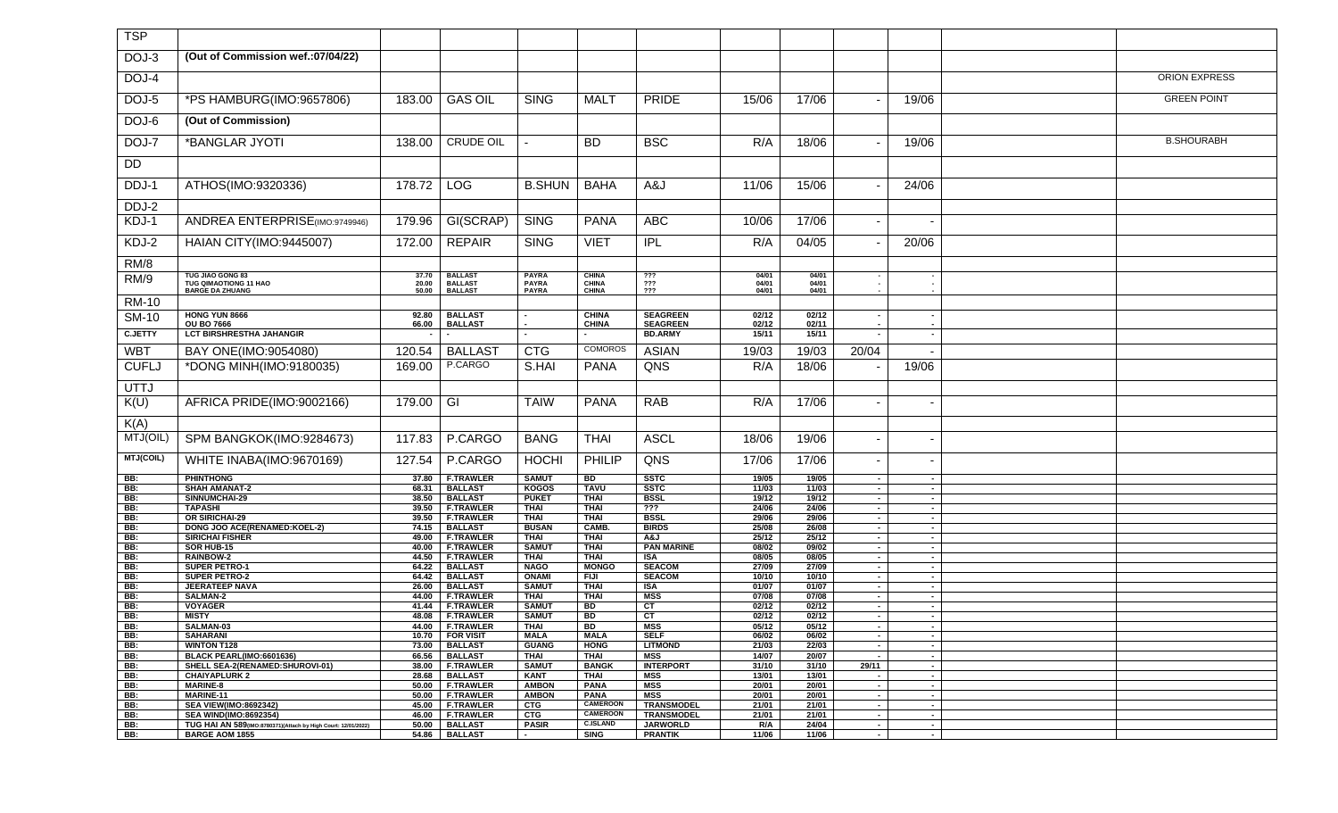| | | | | | | | | | | | | |
|---|---|---|---|---|---|---|---|---|---|---|---|---|
| TSP | | | | | | | | | | | | |
| DOJ-3 | (Out of Commission wef.:07/04/22) | | | | | | | | | | | |
| DOJ-4 | | | | | | | | | | | | ORION EXPRESS |
| DOJ-5 | *PS HAMBURG(IMO:9657806) | 183.00 | GAS OIL | SING | MALT | PRIDE | 15/06 | 17/06 | - | 19/06 | | GREEN POINT |
| DOJ-6 | (Out of Commission) | | | | | | | | | | | |
| DOJ-7 | *BANGLAR JYOTI | 138.00 | CRUDE OIL | - | BD | BSC | R/A | 18/06 | - | 19/06 | | B.SHOURABH |
| DD | | | | | | | | | | | | |
| DDJ-1 | ATHOS(IMO:9320336) | 178.72 | LOG | B.SHUN | BAHA | A&J | 11/06 | 15/06 | - | 24/06 | | |
| DDJ-2 | | | | | | | | | | | | |
| KDJ-1 | ANDREA ENTERPRISE(IMO:9749946) | 179.96 | GI(SCRAP) | SING | PANA | ABC | 10/06 | 17/06 | - | - | | |
| KDJ-2 | HAIAN CITY(IMO:9445007) | 172.00 | REPAIR | SING | VIET | IPL | R/A | 04/05 | - | 20/06 | | |
| RM/8 | | | | | | | | | | | | |
| RM/9 | TUG JIAO GONG 83<br>TUG QIMAOTIONG 11 HAO<br>BARGE DA ZHUANG | 37.70<br>20.00<br>50.00 | BALLAST<br>BALLAST<br>BALLAST | PAYRA<br>PAYRA<br>PAYRA | CHINA<br>CHINA<br>CHINA | ???<br>???<br>??? | 04/01<br>04/01<br>04/01 | 04/01<br>04/01<br>04/01 | -<br>- | -<br>- | | |
| RM-10 | | | | | | | | | | | | |
| SM-10 | HONG YUN 8666<br>OU BO 7666 | 92.80<br>66.00 | BALLAST<br>BALLAST | -<br>- | CHINA<br>CHINA | SEAGREEN<br>SEAGREEN | 02/12<br>02/12 | 02/12<br>02/11 | -<br>- | -<br>- | | |
| C.JETTY | LCT BIRSHRESTHA JAHANGIR | - | - | - | - | BD.ARMY | 15/11 | 15/11 | - | - | | |
| WBT | BAY ONE(IMO:9054080) | 120.54 | BALLAST | CTG | COMOROS | ASIAN | 19/03 | 19/03 | 20/04 | - | | |
| CUFLJ | *DONG MINH(IMO:9180035) | 169.00 | P.CARGO | S.HAI | PANA | QNS | R/A | 18/06 | - | 19/06 | | |
| UTTJ | | | | | | | | | | | | |
| K(U) | AFRICA PRIDE(IMO:9002166) | 179.00 | GI | TAIW | PANA | RAB | R/A | 17/06 | - | - | | |
| K(A) | | | | | | | | | | | | |
| MTJ(OIL) | SPM BANGKOK(IMO:9284673) | 117.83 | P.CARGO | BANG | THAI | ASCL | 18/06 | 19/06 | - | - | | |
| MTJ(COIL) | WHITE INABA(IMO:9670169) | 127.54 | P.CARGO | HOCHI | PHILIP | QNS | 17/06 | 17/06 | - | - | | |
| BB: | PHINTHONG | 37.80 | F.TRAWLER | SAMUT | BD | SSTC | 19/05 | 19/05 | - | - | | |
| BB: | SHAH AMANAT-2 | 68.31 | BALLAST | KOGOS | TAVU | SSTC | 11/03 | 11/03 | - | - | | |
| BB: | SINNUMCHAI-29 | 38.50 | BALLAST | PUKET | THAI | BSSL | 19/12 | 19/12 | - | - | | |
| BB: | TAPASHI | 39.50 | F.TRAWLER | THAI | THAI | ??? | 24/06 | 24/06 | - | - | | |
| BB: | OR SIRICHAI-29 | 39.50 | F.TRAWLER | THAI | THAI | BSSL | 29/06 | 29/06 | - | - | | |
| BB: | DONG JOO ACE(RENAMED:KOEL-2) | 74.15 | BALLAST | BUSAN | CAMB. | BIRDS | 25/08 | 26/08 | - | - | | |
| BB: | SIRICHAI FISHER | 49.00 | F.TRAWLER | THAI | THAI | A&J | 25/12 | 25/12 | - | - | | |
| BB: | SOR HUB-15 | 40.00 | F.TRAWLER | SAMUT | THAI | PAN MARINE | 08/02 | 09/02 | - | - | | |
| BB: | RAINBOW-2 | 44.50 | F.TRAWLER | THAI | THAI | ISA | 08/05 | 08/05 | - | - | | |
| BB: | SUPER PETRO-1 | 64.22 | BALLAST | NAGO | MONGO | SEACOM | 27/09 | 27/09 | - | - | | |
| BB: | SUPER PETRO-2 | 64.42 | BALLAST | ONAMI | FIJI | SEACOM | 10/10 | 10/10 | - | - | | |
| BB: | JEERATEEP NAVA | 26.00 | BALLAST | SAMUT | THAI | ISA | 01/07 | 01/07 | - | - | | |
| BB: | SALMAN-2 | 44.00 | F.TRAWLER | THAI | THAI | MSS | 07/08 | 07/08 | - | - | | |
| BB: | VOYAGER | 41.44 | F.TRAWLER | SAMUT | BD | CT | 02/12 | 02/12 | - | - | | |
| BB: | MISTY | 48.08 | F.TRAWLER | SAMUT | BD | CT | 02/12 | 02/12 | - | - | | |
| BB: | SALMAN-03 | 44.00 | F.TRAWLER | THAI | BD | MSS | 05/12 | 05/12 | - | - | | |
| BB: | SAHARANI | 10.70 | FOR VISIT | MALA | MALA | SELF | 06/02 | 06/02 | - | - | | |
| BB: | WINTON T128 | 73.00 | BALLAST | GUANG | HONG | LITMOND | 21/03 | 22/03 | - | - | | |
| BB: | BLACK PEARL(IMO:6601636) | 66.56 | BALLAST | THAI | THAI | MSS | 14/07 | 20/07 | - | - | | |
| BB: | SHELL SEA-2(RENAMED:SHUROVI-01) | 38.00 | F.TRAWLER | SAMUT | BANGK | INTERPORT | 31/10 | 31/10 | 29/11 | - | | |
| BB: | CHAIYAPLURK 2 | 28.68 | BALLAST | KANT | THAI | MSS | 13/01 | 13/01 | - | - | | |
| BB: | MARINE-8 | 50.00 | F.TRAWLER | AMBON | PANA | MSS | 20/01 | 20/01 | - | - | | |
| BB: | MARINE-11 | 50.00 | F.TRAWLER | AMBON | PANA | MSS | 20/01 | 20/01 | - | - | | |
| BB: | SEA VIEW(IMO:8692342) | 45.00 | F.TRAWLER | CTG | CAMEROON | TRANSMODEL | 21/01 | 21/01 | - | - | | |
| BB: | SEA WIND(IMO:8692354) | 46.00 | F.TRAWLER | CTG | CAMEROON | TRANSMODEL | 21/01 | 21/01 | - | - | | |
| BB: | TUG HAI AN 589(IMO:8780371)(Attach by High Court: 12/01/2022) | 50.00 | BALLAST | PASIR | C.ISLAND | JARWORLD | R/A | 24/04 | - | - | | |
| BB: | BARGE AOM 1855 | 54.86 | BALLAST | - | SING | PRANTIK | 11/06 | 11/06 | - | - | | |